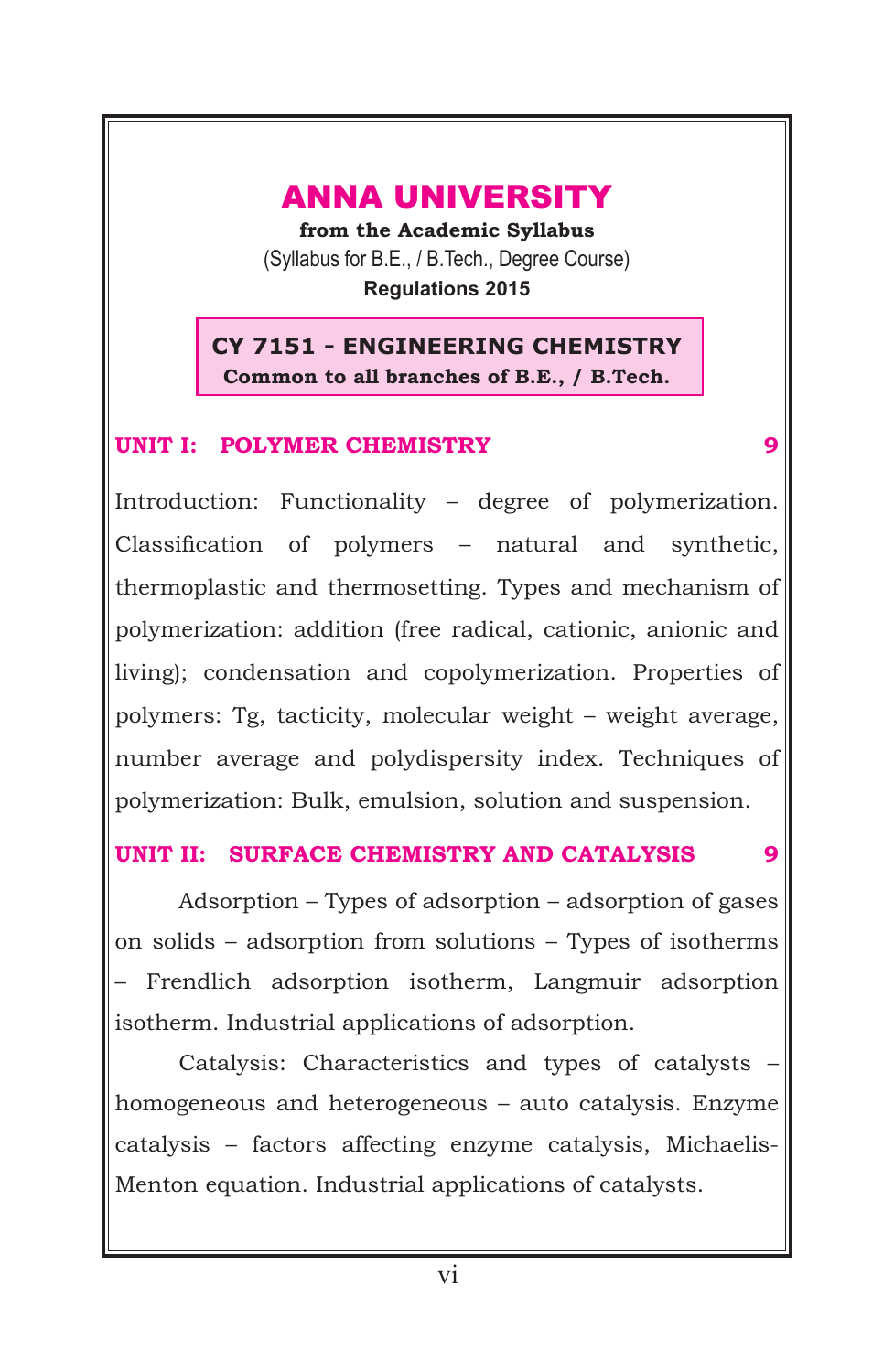# ANNA UNIVERSITY

**from the Academic Syllabus**

(Syllabus for B.E., / B.Tech., Degree Course)

**Regulations 2015**

## CY 7151 - ENGINEERING CHEMISTRY

**Common to all branches of B.E., / B.Tech.**

### UNIT I: POLYMER CHEMISTRY — 9

Introduction: Functionality – degree of polymerization. Classification of polymers – natural and synthetic, thermoplastic and thermosetting. Types and mechanism of polymerization: addition (free radical, cationic, anionic and living); condensation and copolymerization. Properties of polymers: Tg, tacticity, molecular weight – weight average, number average and polydispersity index. Techniques of polymerization: Bulk, emulsion, solution and suspension.

### UNIT II: SURFACE CHEMISTRY AND CATALYSIS — 9

Adsorption – Types of adsorption – adsorption of gases on solids – adsorption from solutions – Types of isotherms – Frendlich adsorption isotherm, Langmuir adsorption isotherm. Industrial applications of adsorption.

Catalysis: Characteristics and types of catalysts – homogeneous and heterogeneous – auto catalysis. Enzyme catalysis – factors affecting enzyme catalysis, Michaelis-Menton equation. Industrial applications of catalysts.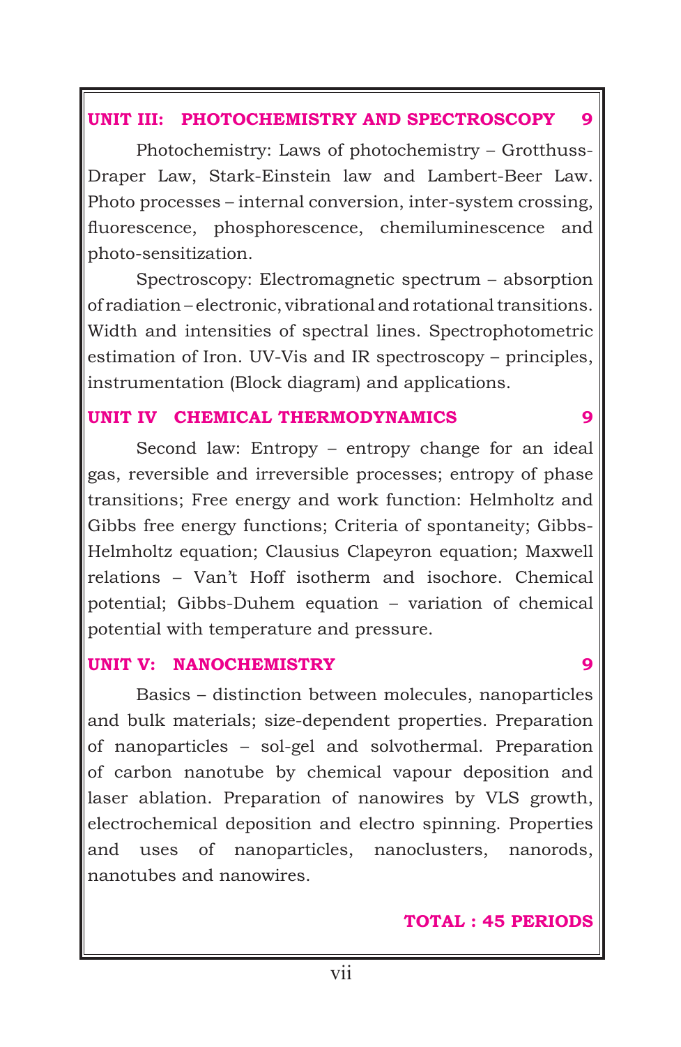## UNIT III: PHOTOCHEMISTRY AND SPECTROSCOPY 9

Photochemistry: Laws of photochemistry – Grotthuss-Draper Law, Stark-Einstein law and Lambert-Beer Law. Photo processes – internal conversion, inter-system crossing, fluorescence, phosphorescence, chemiluminescence and photo-sensitization.

Spectroscopy: Electromagnetic spectrum – absorption of radiation – electronic, vibrational and rotational transitions. Width and intensities of spectral lines. Spectrophotometric estimation of Iron. UV-Vis and IR spectroscopy – principles, instrumentation (Block diagram) and applications.

## UNIT IV CHEMICAL THERMODYNAMICS 9

Second law: Entropy – entropy change for an ideal gas, reversible and irreversible processes; entropy of phase transitions; Free energy and work function: Helmholtz and Gibbs free energy functions; Criteria of spontaneity; Gibbs-Helmholtz equation; Clausius Clapeyron equation; Maxwell relations – Van't Hoff isotherm and isochore. Chemical potential; Gibbs-Duhem equation – variation of chemical potential with temperature and pressure.

## UNIT V: NANOCHEMISTRY 9

Basics – distinction between molecules, nanoparticles and bulk materials; size-dependent properties. Preparation of nanoparticles – sol-gel and solvothermal. Preparation of carbon nanotube by chemical vapour deposition and laser ablation. Preparation of nanowires by VLS growth, electrochemical deposition and electro spinning. Properties and uses of nanoparticles, nanoclusters, nanorods, nanotubes and nanowires.

**TOTAL : 45 PERIODS**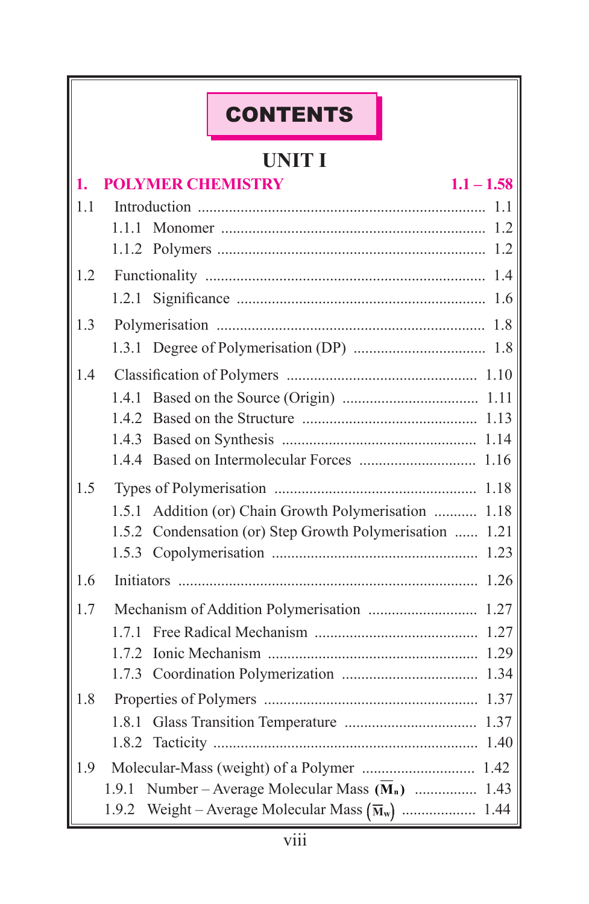# CONTENTS

## UNIT I

| | | |
|---|---|---|
| **1.** | **POLYMER CHEMISTRY** | **1.1 – 1.58** |
| 1.1 | Introduction | 1.1 |
| | 1.1.1 Monomer | 1.2 |
| | 1.1.2 Polymers | 1.2 |
| 1.2 | Functionality | 1.4 |
| | 1.2.1 Significance | 1.6 |
| 1.3 | Polymerisation | 1.8 |
| | 1.3.1 Degree of Polymerisation (DP) | 1.8 |
| 1.4 | Classification of Polymers | 1.10 |
| | 1.4.1 Based on the Source (Origin) | 1.11 |
| | 1.4.2 Based on the Structure | 1.13 |
| | 1.4.3 Based on Synthesis | 1.14 |
| | 1.4.4 Based on Intermolecular Forces | 1.16 |
| 1.5 | Types of Polymerisation | 1.18 |
| | 1.5.1 Addition (or) Chain Growth Polymerisation | 1.18 |
| | 1.5.2 Condensation (or) Step Growth Polymerisation | 1.21 |
| | 1.5.3 Copolymerisation | 1.23 |
| 1.6 | Initiators | 1.26 |
| 1.7 | Mechanism of Addition Polymerisation | 1.27 |
| | 1.7.1 Free Radical Mechanism | 1.27 |
| | 1.7.2 Ionic Mechanism | 1.29 |
| | 1.7.3 Coordination Polymerization | 1.34 |
| 1.8 | Properties of Polymers | 1.37 |
| | 1.8.1 Glass Transition Temperature | 1.37 |
| | 1.8.2 Tacticity | 1.40 |
| 1.9 | Molecular-Mass (weight) of a Polymer | 1.42 |
| | 1.9.1 Number – Average Molecular Mass $(\overline{M}_n)$ | 1.43 |
| | 1.9.2 Weight – Average Molecular Mass $(\overline{M}_w)$ | 1.44 |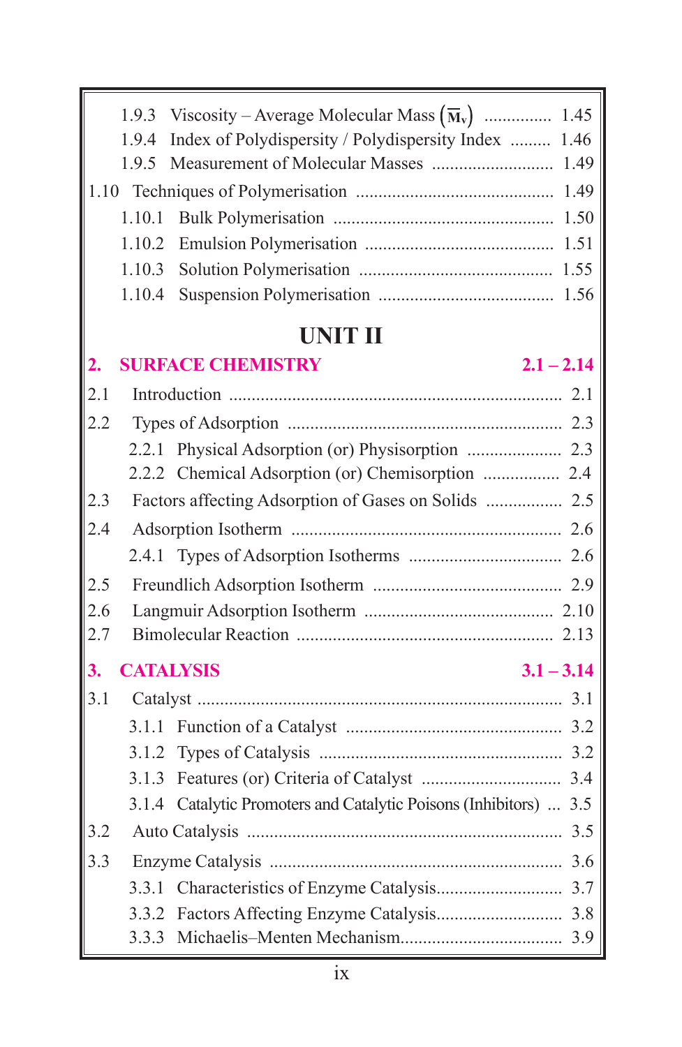1.9.3 Viscosity – Average Molecular Mass $(\overline{M}_v)$ ............... 1.45
1.9.4 Index of Polydispersity / Polydispersity Index ......... 1.46
1.9.5 Measurement of Molecular Masses ........................... 1.49

1.10 Techniques of Polymerisation ........................................... 1.49
1.10.1 Bulk Polymerisation ................................................ 1.50
1.10.2 Emulsion Polymerisation ......................................... 1.51
1.10.3 Solution Polymerisation .......................................... 1.55
1.10.4 Suspension Polymerisation ...................................... 1.56

# UNIT II

## 2. SURFACE CHEMISTRY 2.1 – 2.14

2.1 Introduction ........................................................................ 2.1
2.2 Types of Adsorption ........................................................... 2.3
2.2.1 Physical Adsorption (or) Physisorption ..................... 2.3
2.2.2 Chemical Adsorption (or) Chemisorption ................. 2.4
2.3 Factors affecting Adsorption of Gases on Solids ................. 2.5
2.4 Adsorption Isotherm .......................................................... 2.6
2.4.1 Types of Adsorption Isotherms .................................. 2.6
2.5 Freundlich Adsorption Isotherm ......................................... 2.9
2.6 Langmuir Adsorption Isotherm ......................................... 2.10
2.7 Bimolecular Reaction ....................................................... 2.13

## 3. CATALYSIS 3.1 – 3.14

3.1 Catalyst ............................................................................... 3.1
3.1.1 Function of a Catalyst ............................................... 3.2
3.1.2 Types of Catalysis .................................................... 3.2
3.1.3 Features (or) Criteria of Catalyst .............................. 3.4
3.1.4 Catalytic Promoters and Catalytic Poisons (Inhibitors) ... 3.5
3.2 Auto Catalysis .................................................................... 3.5
3.3 Enzyme Catalysis ................................................................ 3.6
3.3.1 Characteristics of Enzyme Catalysis........................... 3.7
3.3.2 Factors Affecting Enzyme Catalysis........................... 3.8
3.3.3 Michaelis–Menten Mechanism.................................... 3.9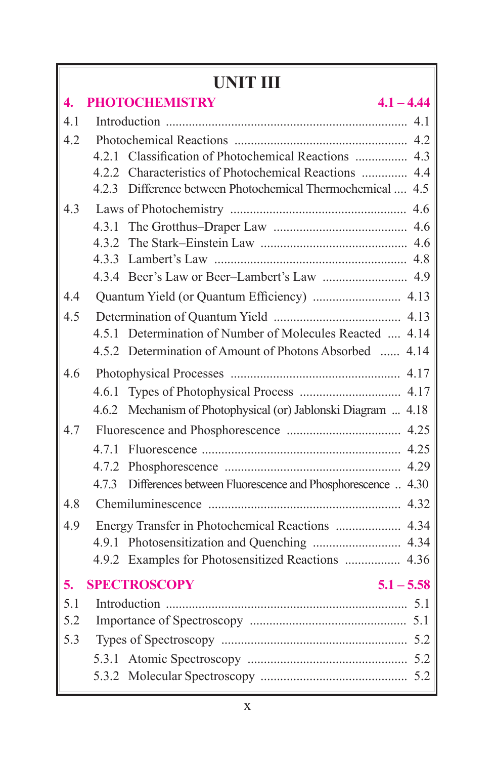# UNIT III

## 4. PHOTOCHEMISTRY 4.1 – 4.44

| | | |
|---|---|---|
| 4.1 | Introduction | 4.1 |
| 4.2 | Photochemical Reactions | 4.2 |
| | 4.2.1 Classification of Photochemical Reactions | 4.3 |
| | 4.2.2 Characteristics of Photochemical Reactions | 4.4 |
| | 4.2.3 Difference between Photochemical Thermochemical | 4.5 |
| 4.3 | Laws of Photochemistry | 4.6 |
| | 4.3.1 The Grotthus–Draper Law | 4.6 |
| | 4.3.2 The Stark–Einstein Law | 4.6 |
| | 4.3.3 Lambert's Law | 4.8 |
| | 4.3.4 Beer's Law or Beer–Lambert's Law | 4.9 |
| 4.4 | Quantum Yield (or Quantum Efficiency) | 4.13 |
| 4.5 | Determination of Quantum Yield | 4.13 |
| | 4.5.1 Determination of Number of Molecules Reacted | 4.14 |
| | 4.5.2 Determination of Amount of Photons Absorbed | 4.14 |
| 4.6 | Photophysical Processes | 4.17 |
| | 4.6.1 Types of Photophysical Process | 4.17 |
| | 4.6.2 Mechanism of Photophysical (or) Jablonski Diagram | 4.18 |
| 4.7 | Fluorescence and Phosphorescence | 4.25 |
| | 4.7.1 Fluorescence | 4.25 |
| | 4.7.2 Phosphorescence | 4.29 |
| | 4.7.3 Differences between Fluorescence and Phosphorescence | 4.30 |
| 4.8 | Chemiluminescence | 4.32 |
| 4.9 | Energy Transfer in Photochemical Reactions | 4.34 |
| | 4.9.1 Photosensitization and Quenching | 4.34 |
| | 4.9.2 Examples for Photosensitized Reactions | 4.36 |

## 5. SPECTROSCOPY 5.1 – 5.58

| | | |
|---|---|---|
| 5.1 | Introduction | 5.1 |
| 5.2 | Importance of Spectroscopy | 5.1 |
| 5.3 | Types of Spectroscopy | 5.2 |
| | 5.3.1 Atomic Spectroscopy | 5.2 |
| | 5.3.2 Molecular Spectroscopy | 5.2 |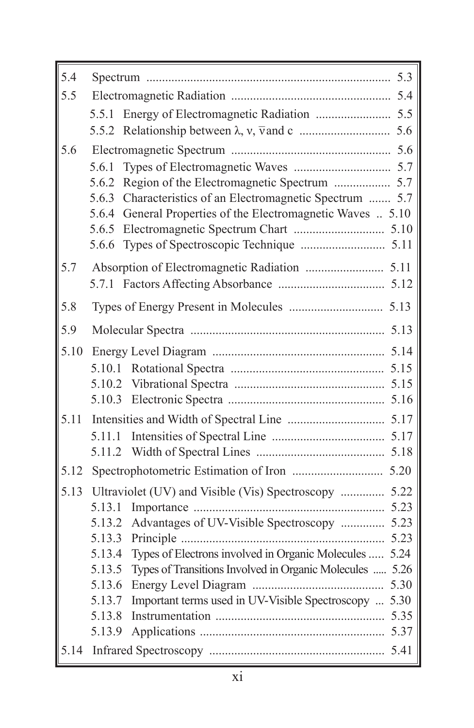| | | |
|---|---|---|
| 5.4 | Spectrum | 5.3 |
| 5.5 | Electromagnetic Radiation | 5.4 |
| | 5.5.1 Energy of Electromagnetic Radiation | 5.5 |
| | 5.5.2 Relationship between $\lambda$, $\nu$, $\bar{\nu}$ and c | 5.6 |
| 5.6 | Electromagnetic Spectrum | 5.6 |
| | 5.6.1 Types of Electromagnetic Waves | 5.7 |
| | 5.6.2 Region of the Electromagnetic Spectrum | 5.7 |
| | 5.6.3 Characteristics of an Electromagnetic Spectrum | 5.7 |
| | 5.6.4 General Properties of the Electromagnetic Waves | 5.10 |
| | 5.6.5 Electromagnetic Spectrum Chart | 5.10 |
| | 5.6.6 Types of Spectroscopic Technique | 5.11 |
| 5.7 | Absorption of Electromagnetic Radiation | 5.11 |
| | 5.7.1 Factors Affecting Absorbance | 5.12 |
| 5.8 | Types of Energy Present in Molecules | 5.13 |
| 5.9 | Molecular Spectra | 5.13 |
| 5.10 | Energy Level Diagram | 5.14 |
| | 5.10.1 Rotational Spectra | 5.15 |
| | 5.10.2 Vibrational Spectra | 5.15 |
| | 5.10.3 Electronic Spectra | 5.16 |
| 5.11 | Intensities and Width of Spectral Line | 5.17 |
| | 5.11.1 Intensities of Spectral Line | 5.17 |
| | 5.11.2 Width of Spectral Lines | 5.18 |
| 5.12 | Spectrophotometric Estimation of Iron | 5.20 |
| 5.13 | Ultraviolet (UV) and Visible (Vis) Spectroscopy | 5.22 |
| | 5.13.1 Importance | 5.23 |
| | 5.13.2 Advantages of UV-Visible Spectroscopy | 5.23 |
| | 5.13.3 Principle | 5.23 |
| | 5.13.4 Types of Electrons involved in Organic Molecules | 5.24 |
| | 5.13.5 Types of Transitions Involved in Organic Molecules | 5.26 |
| | 5.13.6 Energy Level Diagram | 5.30 |
| | 5.13.7 Important terms used in UV-Visible Spectroscopy | 5.30 |
| | 5.13.8 Instrumentation | 5.35 |
| | 5.13.9 Applications | 5.37 |
| 5.14 | Infrared Spectroscopy | 5.41 |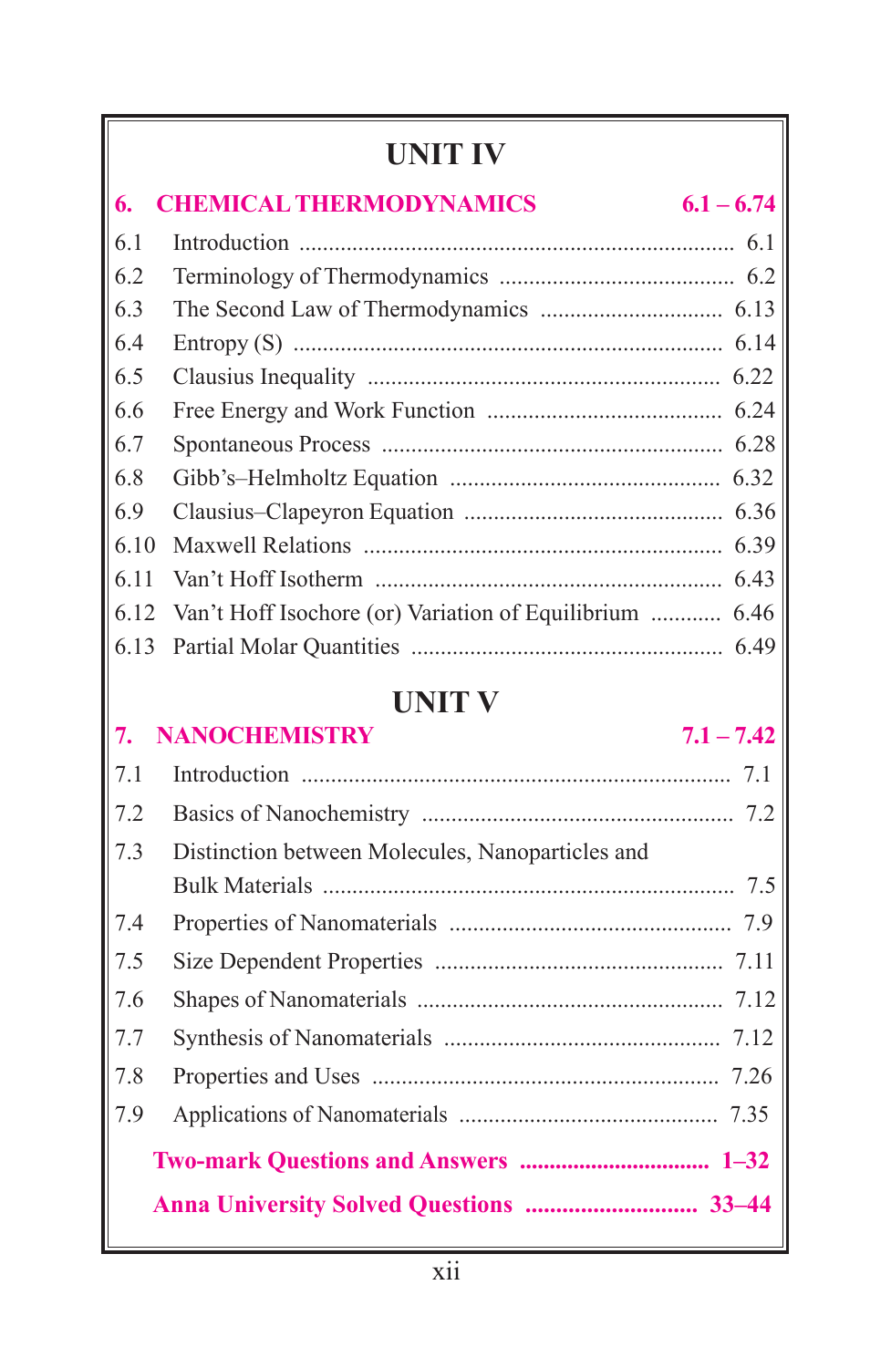# UNIT IV

## 6. CHEMICAL THERMODYNAMICS 6.1 – 6.74

| | | |
|---|---|---|
| 6.1 | Introduction | 6.1 |
| 6.2 | Terminology of Thermodynamics | 6.2 |
| 6.3 | The Second Law of Thermodynamics | 6.13 |
| 6.4 | Entropy (S) | 6.14 |
| 6.5 | Clausius Inequality | 6.22 |
| 6.6 | Free Energy and Work Function | 6.24 |
| 6.7 | Spontaneous Process | 6.28 |
| 6.8 | Gibb's–Helmholtz Equation | 6.32 |
| 6.9 | Clausius–Clapeyron Equation | 6.36 |
| 6.10 | Maxwell Relations | 6.39 |
| 6.11 | Van't Hoff Isotherm | 6.43 |
| 6.12 | Van't Hoff Isochore (or) Variation of Equilibrium | 6.46 |
| 6.13 | Partial Molar Quantities | 6.49 |

# UNIT V

## 7. NANOCHEMISTRY 7.1 – 7.42

| | | |
|---|---|---|
| 7.1 | Introduction | 7.1 |
| 7.2 | Basics of Nanochemistry | 7.2 |
| 7.3 | Distinction between Molecules, Nanoparticles and Bulk Materials | 7.5 |
| 7.4 | Properties of Nanomaterials | 7.9 |
| 7.5 | Size Dependent Properties | 7.11 |
| 7.6 | Shapes of Nanomaterials | 7.12 |
| 7.7 | Synthesis of Nanomaterials | 7.12 |
| 7.8 | Properties and Uses | 7.26 |
| 7.9 | Applications of Nanomaterials | 7.35 |

**Two-mark Questions and Answers** ........ **1–32**

**Anna University Solved Questions** ........ **33–44**